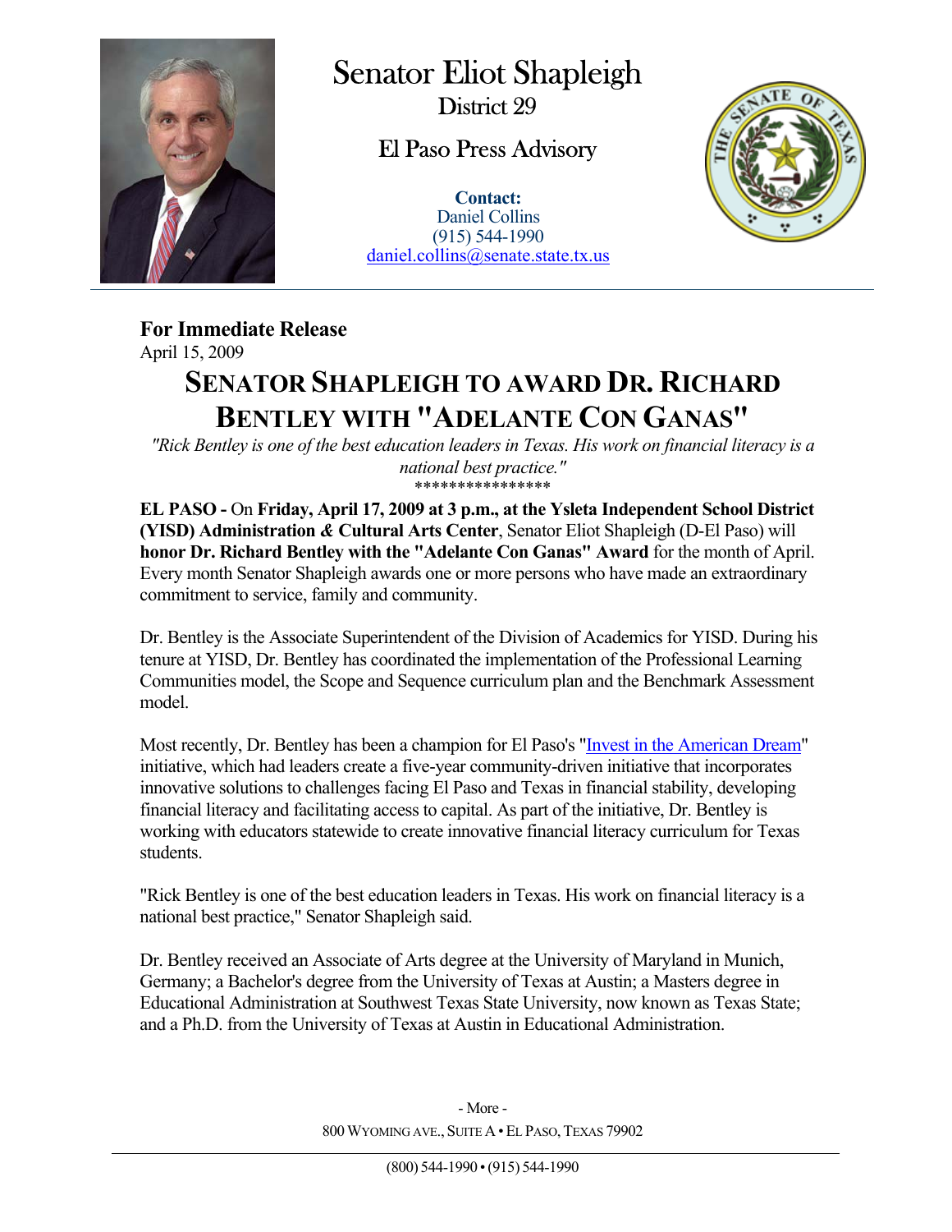# Senator Eliot Shapleigh

District 29

El Paso Press Advisory

**Contact:**
Daniel Collins
(915) 544-1990
daniel.collins@senate.state.tx.us

**For Immediate Release**
April 15, 2009

## SENATOR SHAPLEIGH TO AWARD DR. RICHARD BENTLEY WITH "ADELANTE CON GANAS"

*"Rick Bentley is one of the best education leaders in Texas. His work on financial literacy is a national best practice."*

****************

**EL PASO -** On **Friday, April 17, 2009 at 3 p.m., at the Ysleta Independent School District (YISD) Administration & Cultural Arts Center**, Senator Eliot Shapleigh (D-El Paso) will **honor Dr. Richard Bentley with the "Adelante Con Ganas" Award** for the month of April. Every month Senator Shapleigh awards one or more persons who have made an extraordinary commitment to service, family and community.

Dr. Bentley is the Associate Superintendent of the Division of Academics for YISD. During his tenure at YISD, Dr. Bentley has coordinated the implementation of the Professional Learning Communities model, the Scope and Sequence curriculum plan and the Benchmark Assessment model.

Most recently, Dr. Bentley has been a champion for El Paso's "Invest in the American Dream" initiative, which had leaders create a five-year community-driven initiative that incorporates innovative solutions to challenges facing El Paso and Texas in financial stability, developing financial literacy and facilitating access to capital. As part of the initiative, Dr. Bentley is working with educators statewide to create innovative financial literacy curriculum for Texas students.

"Rick Bentley is one of the best education leaders in Texas. His work on financial literacy is a national best practice," Senator Shapleigh said.

Dr. Bentley received an Associate of Arts degree at the University of Maryland in Munich, Germany; a Bachelor's degree from the University of Texas at Austin; a Masters degree in Educational Administration at Southwest Texas State University, now known as Texas State; and a Ph.D. from the University of Texas at Austin in Educational Administration.

- More -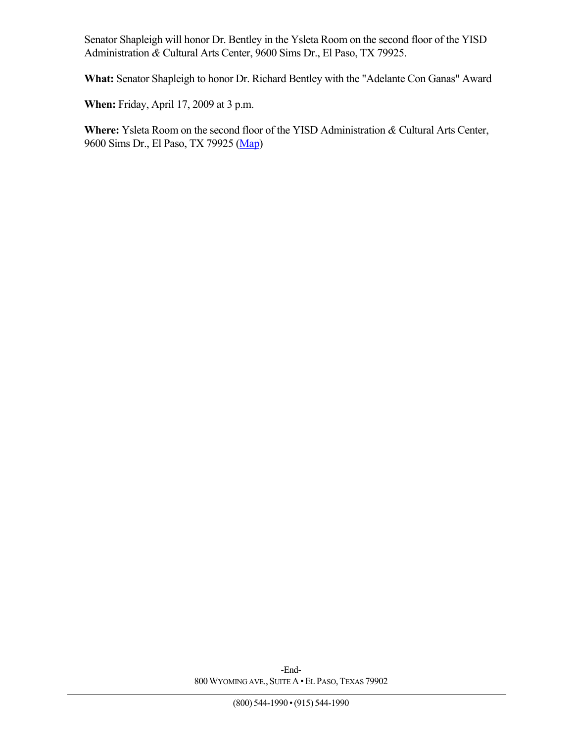Senator Shapleigh will honor Dr. Bentley in the Ysleta Room on the second floor of the YISD Administration & Cultural Arts Center, 9600 Sims Dr., El Paso, TX 79925.

**What:** Senator Shapleigh to honor Dr. Richard Bentley with the "Adelante Con Ganas" Award

**When:** Friday, April 17, 2009 at 3 p.m.

**Where:** Ysleta Room on the second floor of the YISD Administration & Cultural Arts Center, 9600 Sims Dr., El Paso, TX 79925 (Map)

-End-

800 WYOMING AVE., SUITE A • EL PASO, TEXAS 79902

(800) 544-1990 • (915) 544-1990